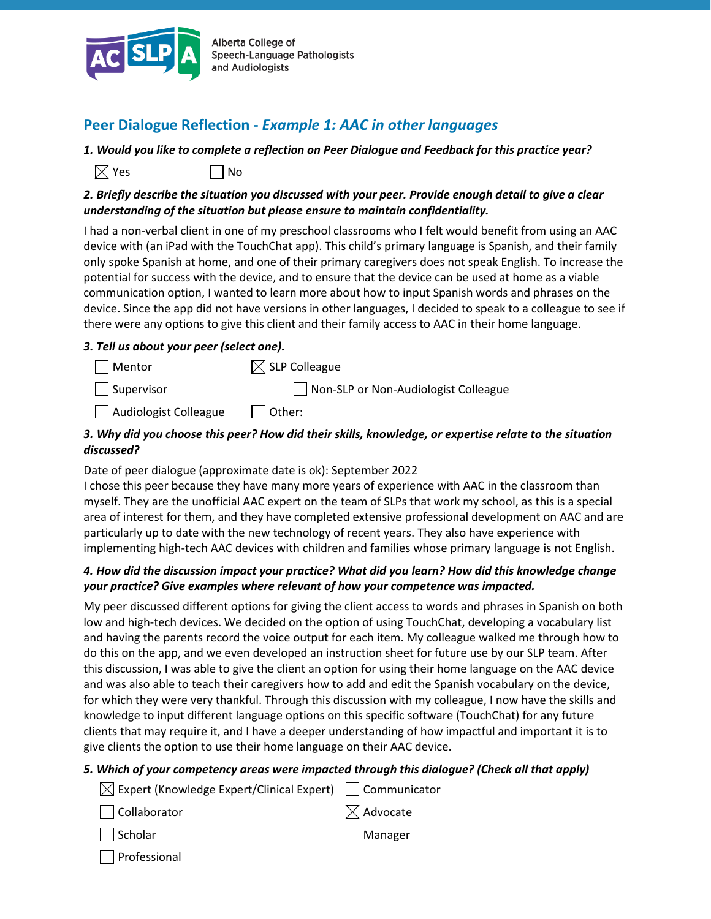Alberta College of Speech-Language Pathologists and Audiologists

## Peer Dialogue Reflection - *Example 1: AAC in other languages*

***1. Would you like to complete a reflection on Peer Dialogue and Feedback for this practice year?***

☒ Yes ☐ No

***2. Briefly describe the situation you discussed with your peer. Provide enough detail to give a clear understanding of the situation but please ensure to maintain confidentiality.***

I had a non-verbal client in one of my preschool classrooms who I felt would benefit from using an AAC device with (an iPad with the TouchChat app). This child's primary language is Spanish, and their family only spoke Spanish at home, and one of their primary caregivers does not speak English. To increase the potential for success with the device, and to ensure that the device can be used at home as a viable communication option, I wanted to learn more about how to input Spanish words and phrases on the device. Since the app did not have versions in other languages, I decided to speak to a colleague to see if there were any options to give this client and their family access to AAC in their home language.

***3. Tell us about your peer (select one).***

☐ Mentor ☒ SLP Colleague

☐ Supervisor ☐ Non-SLP or Non-Audiologist Colleague

☐ Audiologist Colleague ☐ Other:

***3. Why did you choose this peer? How did their skills, knowledge, or expertise relate to the situation discussed?***

Date of peer dialogue (approximate date is ok): September 2022

I chose this peer because they have many more years of experience with AAC in the classroom than myself. They are the unofficial AAC expert on the team of SLPs that work my school, as this is a special area of interest for them, and they have completed extensive professional development on AAC and are particularly up to date with the new technology of recent years. They also have experience with implementing high-tech AAC devices with children and families whose primary language is not English.

***4. How did the discussion impact your practice? What did you learn? How did this knowledge change your practice? Give examples where relevant of how your competence was impacted.***

My peer discussed different options for giving the client access to words and phrases in Spanish on both low and high-tech devices. We decided on the option of using TouchChat, developing a vocabulary list and having the parents record the voice output for each item. My colleague walked me through how to do this on the app, and we even developed an instruction sheet for future use by our SLP team. After this discussion, I was able to give the client an option for using their home language on the AAC device and was also able to teach their caregivers how to add and edit the Spanish vocabulary on the device, for which they were very thankful. Through this discussion with my colleague, I now have the skills and knowledge to input different language options on this specific software (TouchChat) for any future clients that may require it, and I have a deeper understanding of how impactful and important it is to give clients the option to use their home language on their AAC device.

***5. Which of your competency areas were impacted through this dialogue? (Check all that apply)***

☒ Expert (Knowledge Expert/Clinical Expert) ☐ Communicator

☐ Collaborator ☒ Advocate

☐ Scholar ☐ Manager

☐ Professional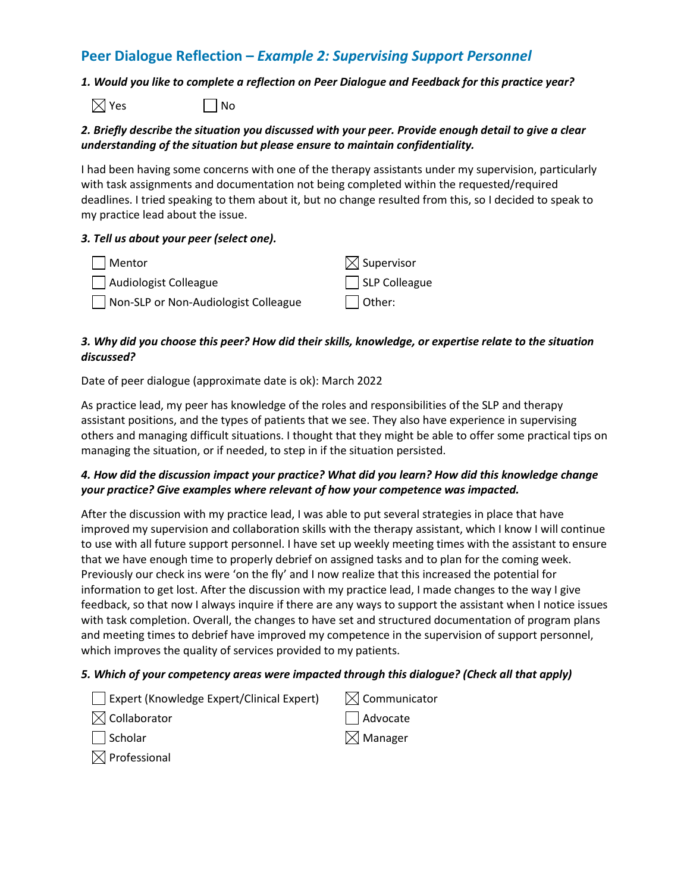## Peer Dialogue Reflection – *Example 2: Supervising Support Personnel*

***1. Would you like to complete a reflection on Peer Dialogue and Feedback for this practice year?***

☒ Yes ☐ No

***2. Briefly describe the situation you discussed with your peer. Provide enough detail to give a clear understanding of the situation but please ensure to maintain confidentiality.***

I had been having some concerns with one of the therapy assistants under my supervision, particularly with task assignments and documentation not being completed within the requested/required deadlines. I tried speaking to them about it, but no change resulted from this, so I decided to speak to my practice lead about the issue.

***3. Tell us about your peer (select one).***

- ☐ Mentor
- ☐ Audiologist Colleague
- ☐ Non-SLP or Non-Audiologist Colleague
- ☒ Supervisor
- ☐ SLP Colleague
- ☐ Other:

***3. Why did you choose this peer? How did their skills, knowledge, or expertise relate to the situation discussed?***

Date of peer dialogue (approximate date is ok): March 2022

As practice lead, my peer has knowledge of the roles and responsibilities of the SLP and therapy assistant positions, and the types of patients that we see. They also have experience in supervising others and managing difficult situations. I thought that they might be able to offer some practical tips on managing the situation, or if needed, to step in if the situation persisted.

***4. How did the discussion impact your practice? What did you learn? How did this knowledge change your practice? Give examples where relevant of how your competence was impacted.***

After the discussion with my practice lead, I was able to put several strategies in place that have improved my supervision and collaboration skills with the therapy assistant, which I know I will continue to use with all future support personnel. I have set up weekly meeting times with the assistant to ensure that we have enough time to properly debrief on assigned tasks and to plan for the coming week. Previously our check ins were 'on the fly' and I now realize that this increased the potential for information to get lost. After the discussion with my practice lead, I made changes to the way I give feedback, so that now I always inquire if there are any ways to support the assistant when I notice issues with task completion. Overall, the changes to have set and structured documentation of program plans and meeting times to debrief have improved my competence in the supervision of support personnel, which improves the quality of services provided to my patients.

***5. Which of your competency areas were impacted through this dialogue? (Check all that apply)***

- ☐ Expert (Knowledge Expert/Clinical Expert)
- ☒ Collaborator
- ☐ Scholar
- ☒ Professional
- ☒ Communicator
- ☐ Advocate
- ☒ Manager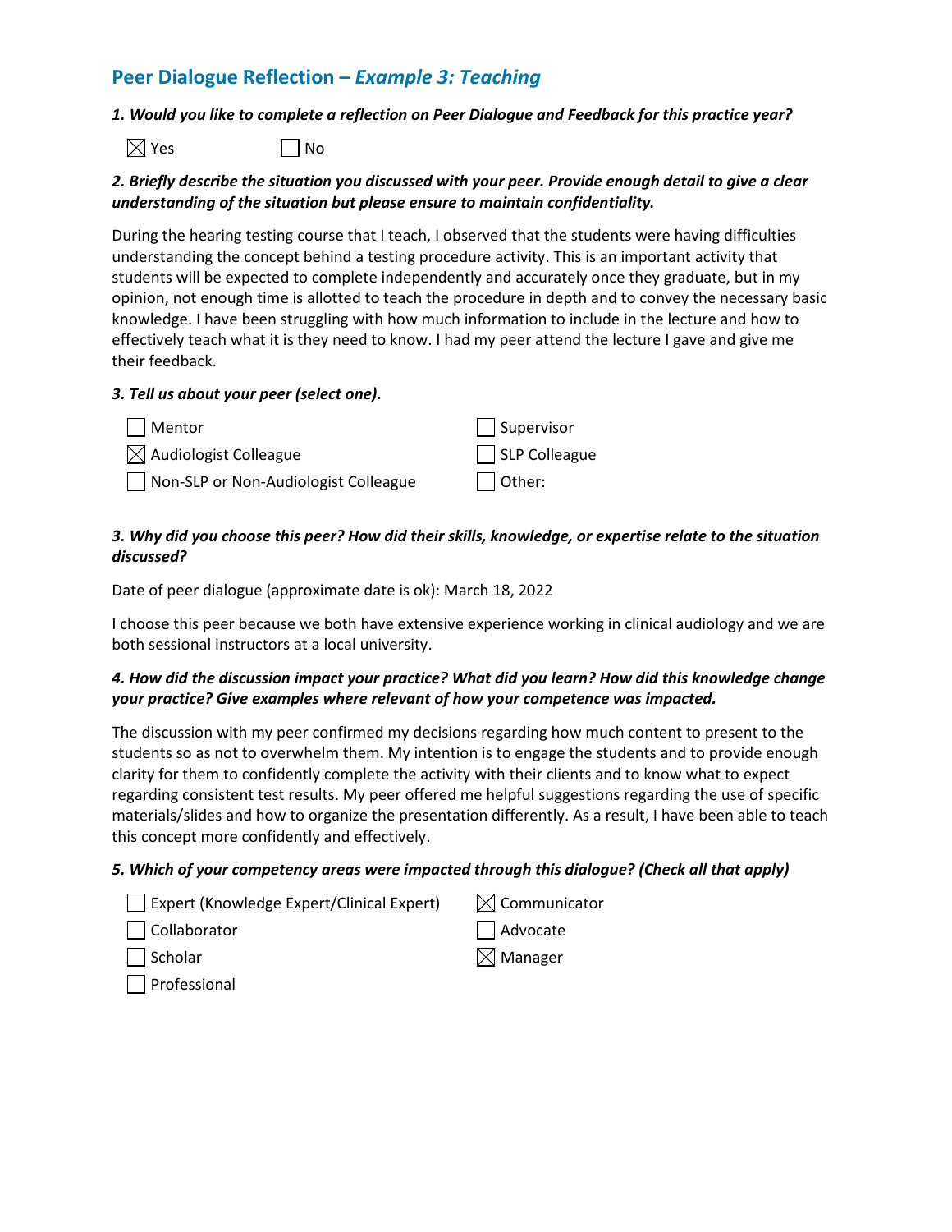## Peer Dialogue Reflection – *Example 3: Teaching*

***1. Would you like to complete a reflection on Peer Dialogue and Feedback for this practice year?***

☒ Yes ☐ No

***2. Briefly describe the situation you discussed with your peer. Provide enough detail to give a clear understanding of the situation but please ensure to maintain confidentiality.***

During the hearing testing course that I teach, I observed that the students were having difficulties understanding the concept behind a testing procedure activity. This is an important activity that students will be expected to complete independently and accurately once they graduate, but in my opinion, not enough time is allotted to teach the procedure in depth and to convey the necessary basic knowledge. I have been struggling with how much information to include in the lecture and how to effectively teach what it is they need to know. I had my peer attend the lecture I gave and give me their feedback.

***3. Tell us about your peer (select one).***

☐ Mentor
☒ Audiologist Colleague
☐ Non-SLP or Non-Audiologist Colleague
☐ Supervisor
☐ SLP Colleague
☐ Other:

***3. Why did you choose this peer? How did their skills, knowledge, or expertise relate to the situation discussed?***

Date of peer dialogue (approximate date is ok): March 18, 2022

I choose this peer because we both have extensive experience working in clinical audiology and we are both sessional instructors at a local university.

***4. How did the discussion impact your practice? What did you learn? How did this knowledge change your practice? Give examples where relevant of how your competence was impacted.***

The discussion with my peer confirmed my decisions regarding how much content to present to the students so as not to overwhelm them. My intention is to engage the students and to provide enough clarity for them to confidently complete the activity with their clients and to know what to expect regarding consistent test results. My peer offered me helpful suggestions regarding the use of specific materials/slides and how to organize the presentation differently. As a result, I have been able to teach this concept more confidently and effectively.

***5. Which of your competency areas were impacted through this dialogue? (Check all that apply)***

☐ Expert (Knowledge Expert/Clinical Expert)
☐ Collaborator
☐ Scholar
☐ Professional
☒ Communicator
☐ Advocate
☒ Manager